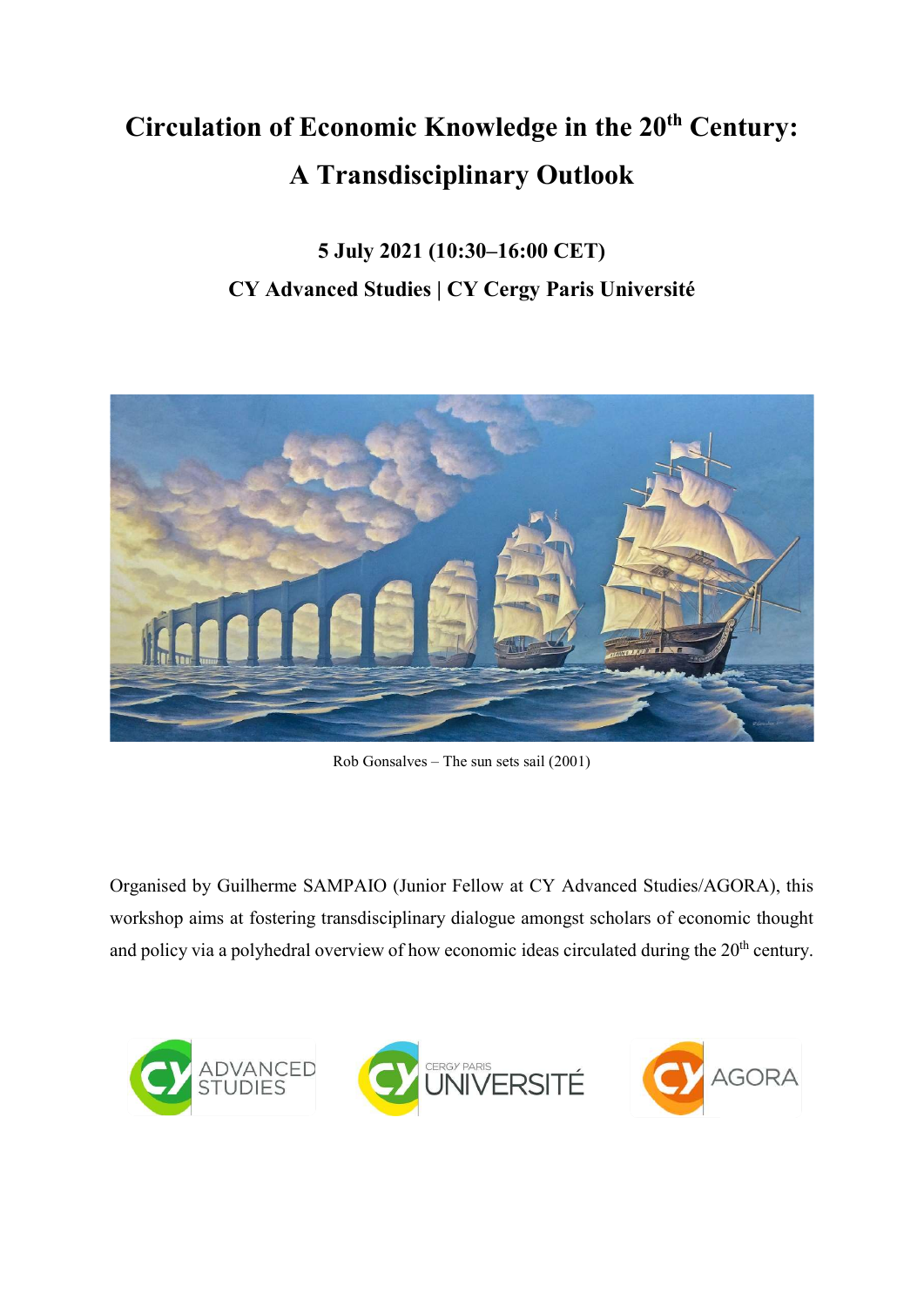# Circulation of Economic Knowledge in the 20th Century: A Transdisciplinary Outlook

## 5 July 2021 (10:30–16:00 CET)

## CY Advanced Studies | CY Cergy Paris Université

Rob Gonsalves – The sun sets sail (2001)

Organised by Guilherme SAMPAIO (Junior Fellow at CY Advanced Studies/AGORA), this workshop aims at fostering transdisciplinary dialogue amongst scholars of economic thought and policy via a polyhedral overview of how economic ideas circulated during the 20th century.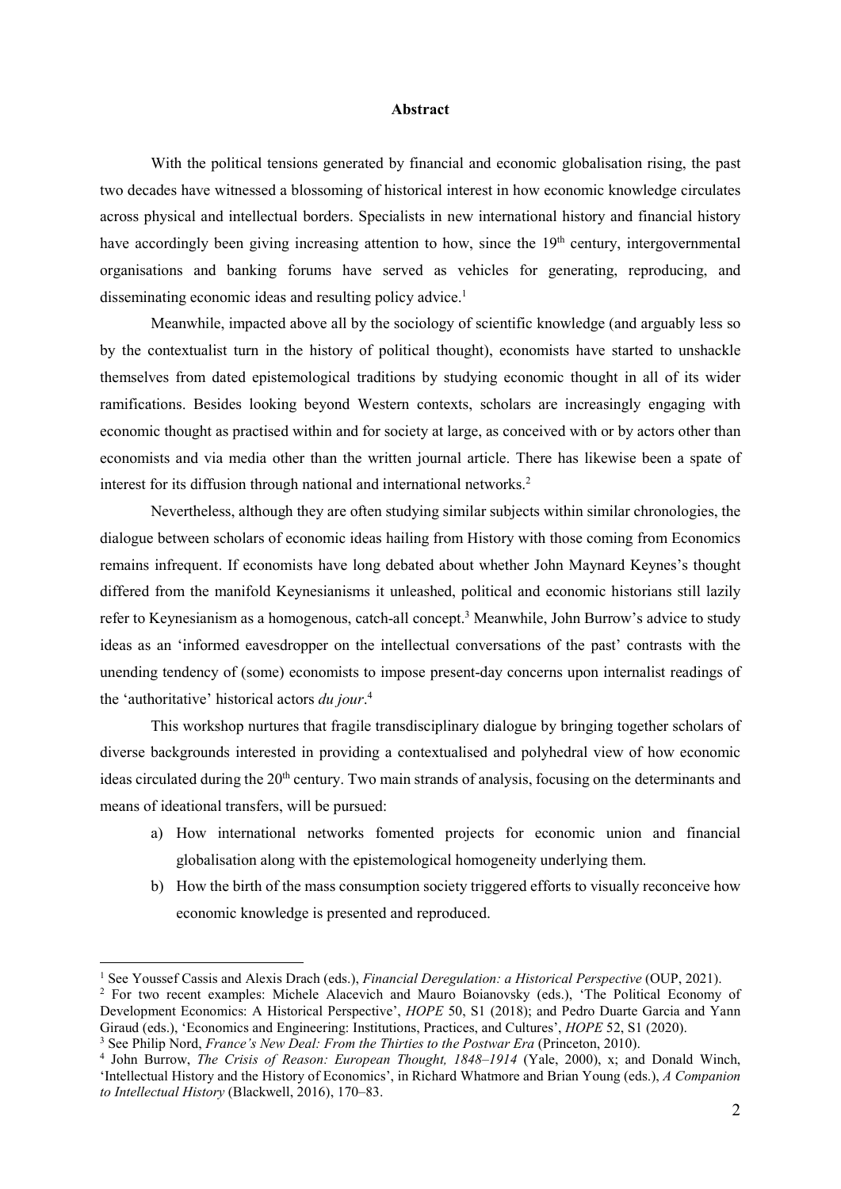## Abstract

With the political tensions generated by financial and economic globalisation rising, the past two decades have witnessed a blossoming of historical interest in how economic knowledge circulates across physical and intellectual borders. Specialists in new international history and financial history have accordingly been giving increasing attention to how, since the 19th century, intergovernmental organisations and banking forums have served as vehicles for generating, reproducing, and disseminating economic ideas and resulting policy advice.[1]

Meanwhile, impacted above all by the sociology of scientific knowledge (and arguably less so by the contextualist turn in the history of political thought), economists have started to unshackle themselves from dated epistemological traditions by studying economic thought in all of its wider ramifications. Besides looking beyond Western contexts, scholars are increasingly engaging with economic thought as practised within and for society at large, as conceived with or by actors other than economists and via media other than the written journal article. There has likewise been a spate of interest for its diffusion through national and international networks.[2]

Nevertheless, although they are often studying similar subjects within similar chronologies, the dialogue between scholars of economic ideas hailing from History with those coming from Economics remains infrequent. If economists have long debated about whether John Maynard Keynes's thought differed from the manifold Keynesianisms it unleashed, political and economic historians still lazily refer to Keynesianism as a homogenous, catch-all concept.[3] Meanwhile, John Burrow's advice to study ideas as an 'informed eavesdropper on the intellectual conversations of the past' contrasts with the unending tendency of (some) economists to impose present-day concerns upon internalist readings of the 'authoritative' historical actors *du jour*.[4]

This workshop nurtures that fragile transdisciplinary dialogue by bringing together scholars of diverse backgrounds interested in providing a contextualised and polyhedral view of how economic ideas circulated during the 20th century. Two main strands of analysis, focusing on the determinants and means of ideational transfers, will be pursued:

a) How international networks fomented projects for economic union and financial globalisation along with the epistemological homogeneity underlying them.
b) How the birth of the mass consumption society triggered efforts to visually reconceive how economic knowledge is presented and reproduced.

---

[1] See Youssef Cassis and Alexis Drach (eds.), *Financial Deregulation: a Historical Perspective* (OUP, 2021).

[2] For two recent examples: Michele Alacevich and Mauro Boianovsky (eds.), 'The Political Economy of Development Economics: A Historical Perspective', *HOPE* 50, S1 (2018); and Pedro Duarte Garcia and Yann Giraud (eds.), 'Economics and Engineering: Institutions, Practices, and Cultures', *HOPE* 52, S1 (2020).

[3] See Philip Nord, *France's New Deal: From the Thirties to the Postwar Era* (Princeton, 2010).

[4] John Burrow, *The Crisis of Reason: European Thought, 1848–1914* (Yale, 2000), x; and Donald Winch, 'Intellectual History and the History of Economics', in Richard Whatmore and Brian Young (eds.), *A Companion to Intellectual History* (Blackwell, 2016), 170–83.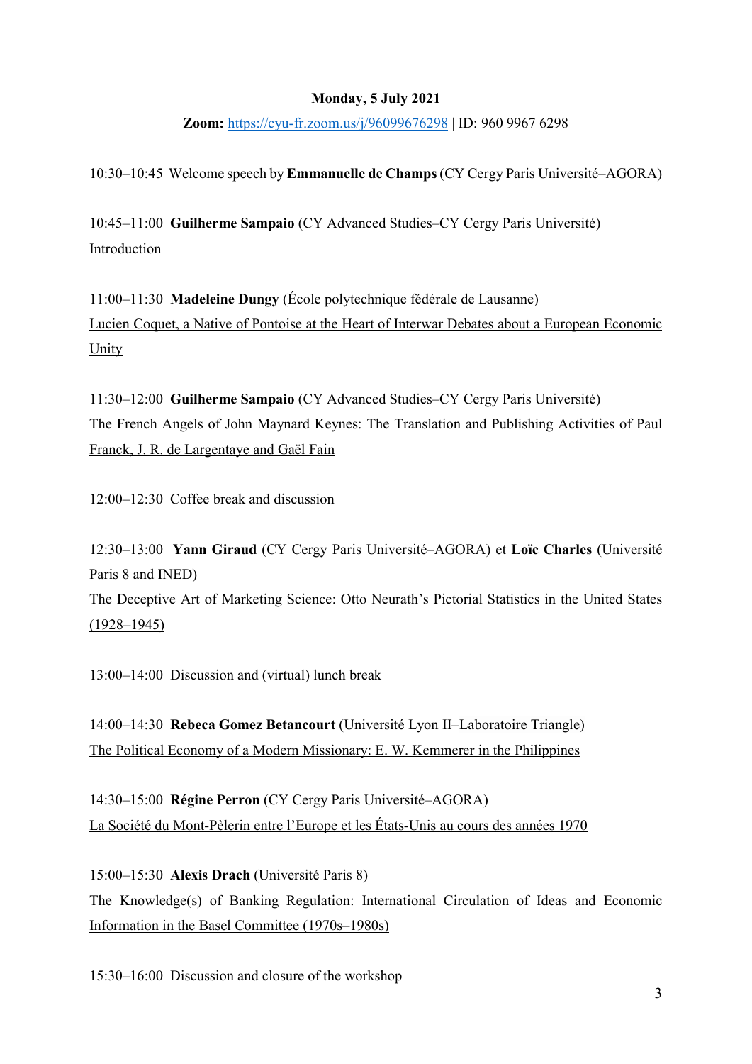**Monday, 5 July 2021**

**Zoom:** https://cyu-fr.zoom.us/j/96099676298 | ID: 960 9967 6298

10:30–10:45 Welcome speech by **Emmanuelle de Champs** (CY Cergy Paris Université–AGORA)

10:45–11:00 **Guilherme Sampaio** (CY Advanced Studies–CY Cergy Paris Université)
Introduction

11:00–11:30 **Madeleine Dungy** (École polytechnique fédérale de Lausanne)
Lucien Coquet, a Native of Pontoise at the Heart of Interwar Debates about a European Economic Unity

11:30–12:00 **Guilherme Sampaio** (CY Advanced Studies–CY Cergy Paris Université)
The French Angels of John Maynard Keynes: The Translation and Publishing Activities of Paul Franck, J. R. de Largentaye and Gaël Fain

12:00–12:30 Coffee break and discussion

12:30–13:00 **Yann Giraud** (CY Cergy Paris Université–AGORA) et **Loïc Charles** (Université Paris 8 and INED)
The Deceptive Art of Marketing Science: Otto Neurath's Pictorial Statistics in the United States (1928–1945)

13:00–14:00 Discussion and (virtual) lunch break

14:00–14:30 **Rebeca Gomez Betancourt** (Université Lyon II–Laboratoire Triangle)
The Political Economy of a Modern Missionary: E. W. Kemmerer in the Philippines

14:30–15:00 **Régine Perron** (CY Cergy Paris Université–AGORA)
La Société du Mont-Pèlerin entre l'Europe et les États-Unis au cours des années 1970

15:00–15:30 **Alexis Drach** (Université Paris 8)
The Knowledge(s) of Banking Regulation: International Circulation of Ideas and Economic Information in the Basel Committee (1970s–1980s)

15:30–16:00 Discussion and closure of the workshop